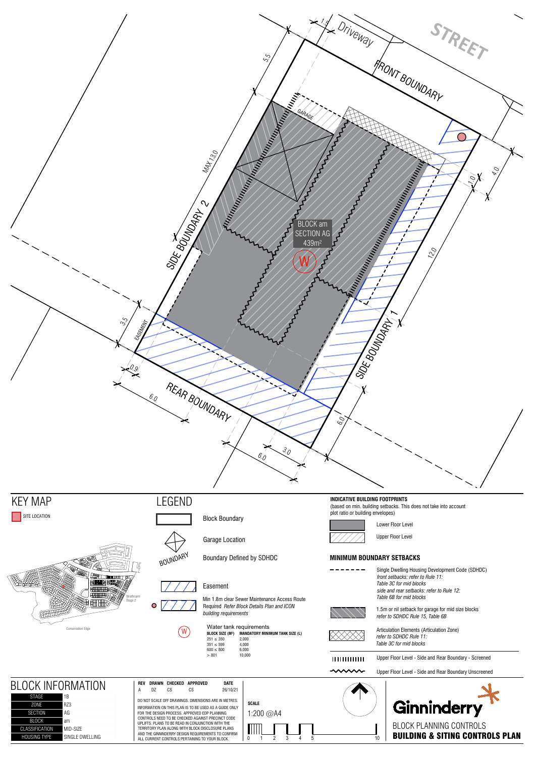STREET

Driveway

FRONT BOUNDARY

SIDE BOUNDARY 2

SIDE BOUNDARY 1

REAR BOUNDARY

EASEMENT

GARAGE

MAX 13.0

BLOCK am
SECTION AG
439m²

W

1.5 5.5 4.0 1.0 12.0 3.5 0.9 6.0 6.0 6.0 3.0

# KEY MAP

SITE LOCATION

Strathnairn Stage 2

Conservation Edge

# LEGEND

Block Boundary

Garage Location

Boundary Defined by SDHDC

Easement

Min 1.8m clear Sewer Maintenance Access Route Required *Refer Block Details Plan and ICON building requirements*

Water tank requirements

| BLOCK SIZE (M²) | MANDATORY MINIMUM TANK SIZE (L) |
|---|---|
| 251 ≤ 350 | 2,000 |
| 351 ≤ 599 | 4,000 |
| 600 ≤ 800 | 6,000 |
| > 801 | 10,000 |

**INDICATIVE BUILDING FOOTPRINTS**

(based on min. building setbacks. This does not take into account plot ratio or building envelopes)

Lower Floor Level

Upper Floor Level

**MINIMUM BOUNDARY SETBACKS**

Single Dwelling Housing Development Code (SDHDC)
*front setbacks: refer to Rule 11: Table 3C for mid blocks*
*side and rear setbacks: refer to Rule 12: Table 6B for mid blocks*

1.5m or nil setback for garage for mid size blocks
*refer to SDHDC Rule 15, Table 6B*

Articulation Elements (Articulation Zone)
*refer to SDHDC Rule 11: Table 3C for mid blocks*

Upper Floor Level - Side and Rear Boundary - Screened

Upper Floor Level - Side and Rear Boundary Unscreened

# BLOCK INFORMATION

| STAGE | 1B |
|---|---|
| ZONE | RZ3 |
| SECTION | AG |
| BLOCK | am |
| CLASSIFICATION | MID-SIZE |
| HOUSING TYPE | SINGLE DWELLING |

| REV | DRAWN | CHECKED | APPROVED | DATE |
|---|---|---|---|---|
| A | DZ | CS | CS | 26/10/21 |

DO NOT SCALE OFF DRAWINGS. DIMENSIONS ARE IN METRES.

INFORMATION ON THIS PLAN IS TO BE USED AS A GUIDE ONLY FOR THE DESIGN PROCESS. APPROVED EDP PLANNING CONTROLS NEED TO BE CHECKED AGAINST PRECINCT CODE UPLIFTS. PLANS TO BE READ IN CONJUNCTION WITH THE TERRITORY PLAN ALONG WITH BLOCK DISCLOSURE PLANS AND THE GINNINDERRY DESIGN REQUIREMENTS TO CONFIRM ALL CURRENT CONTROLS PERTAINING TO YOUR BLOCK.

**SCALE**

1:200 @A4

0 1 2 3 4 5 10

Ginninderry

BLOCK PLANNING CONTROLS

**BUILDING & SITING CONTROLS PLAN**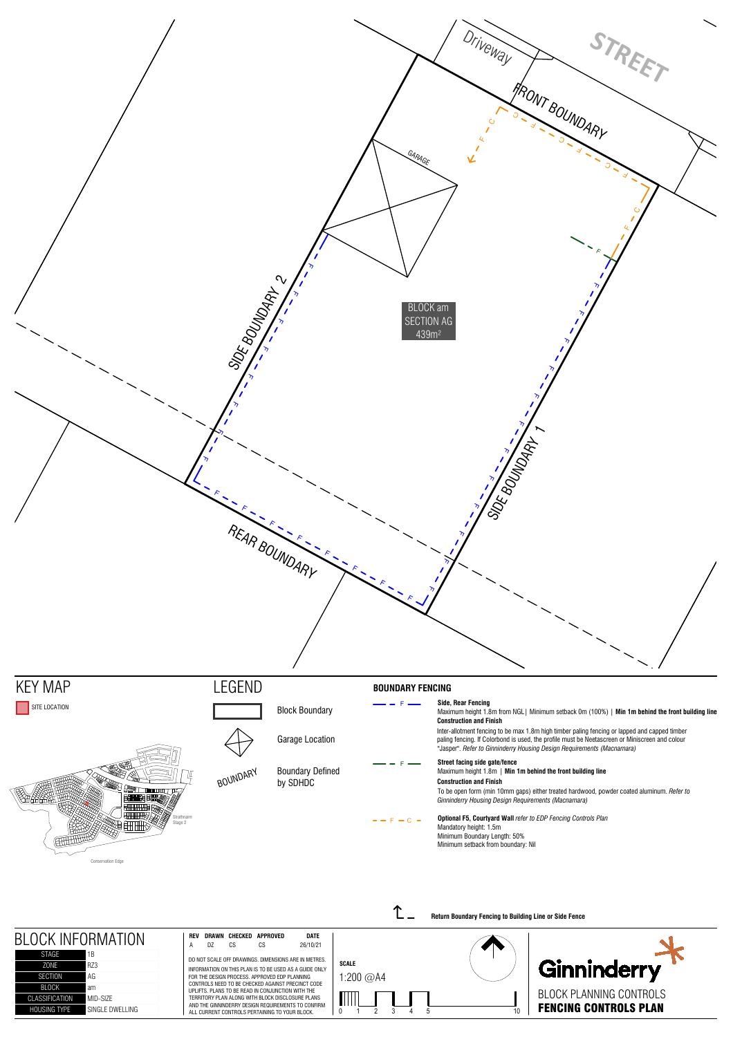Driveway

STREET

FRONT BOUNDARY

GARAGE

BLOCK am
SECTION AG
439m²

SIDE BOUNDARY 2

SIDE BOUNDARY 1

REAR BOUNDARY

# KEY MAP

SITE LOCATION

Strathnairn Stage 2

Conservation Edge

# LEGEND

Block Boundary

Garage Location

Boundary Defined by SDHDC

## BOUNDARY FENCING

**Side, Rear Fencing**
Maximum height 1.8m from NGL | Minimum setback 0m (100%) | **Min 1m behind the front building line**
**Construction and Finish**
Inter-allotment fencing to be max 1.8m high timber paling fencing or lapped and capped timber paling fencing. If Colorbond is used, the profile must be Neetascreen or Miniscreen and colour "Jasper". *Refer to Ginninderry Housing Design Requirements (Macnamara)*

**Street facing side gate/fence**
Maximum height 1.8m | **Min 1m behind the front building line**
**Construction and Finish**
To be open form (min 10mm gaps) either treated hardwood, powder coated aluminum. *Refer to Ginninderry Housing Design Requirements (Macnamara)*

**Optional F5, Courtyard Wall** *refer to EDP Fencing Controls Plan*
Mandatory height: 1.5m
Minimum Boundary Length: 50%
Minimum setback from boundary: Nil

**Return Boundary Fencing to Building Line or Side Fence**

# BLOCK INFORMATION

| | |
|---|---|
| STAGE | 1B |
| ZONE | RZ3 |
| SECTION | AG |
| BLOCK | am |
| CLASSIFICATION | MID-SIZE |
| HOUSING TYPE | SINGLE DWELLING |

| REV | DRAWN | CHECKED | APPROVED | DATE |
|---|---|---|---|---|
| A | DZ | CS | CS | 26/10/21 |

DO NOT SCALE OFF DRAWINGS. DIMENSIONS ARE IN METRES.
INFORMATION ON THIS PLAN IS TO BE USED AS A GUIDE ONLY FOR THE DESIGN PROCESS. APPROVED EDP PLANNING CONTROLS NEED TO BE CHECKED AGAINST PRECINCT CODE UPLIFTS. PLANS TO BE READ IN CONJUNCTION WITH THE TERRITORY PLAN ALONG WITH BLOCK DISCLOSURE PLANS AND THE GINNINDERRY DESIGN REQUIREMENTS TO CONFIRM ALL CURRENT CONTROLS PERTAINING TO YOUR BLOCK.

**SCALE**
1:200 @A4

0 1 2 3 4 5 10

Ginninderry

BLOCK PLANNING CONTROLS
**FENCING CONTROLS PLAN**